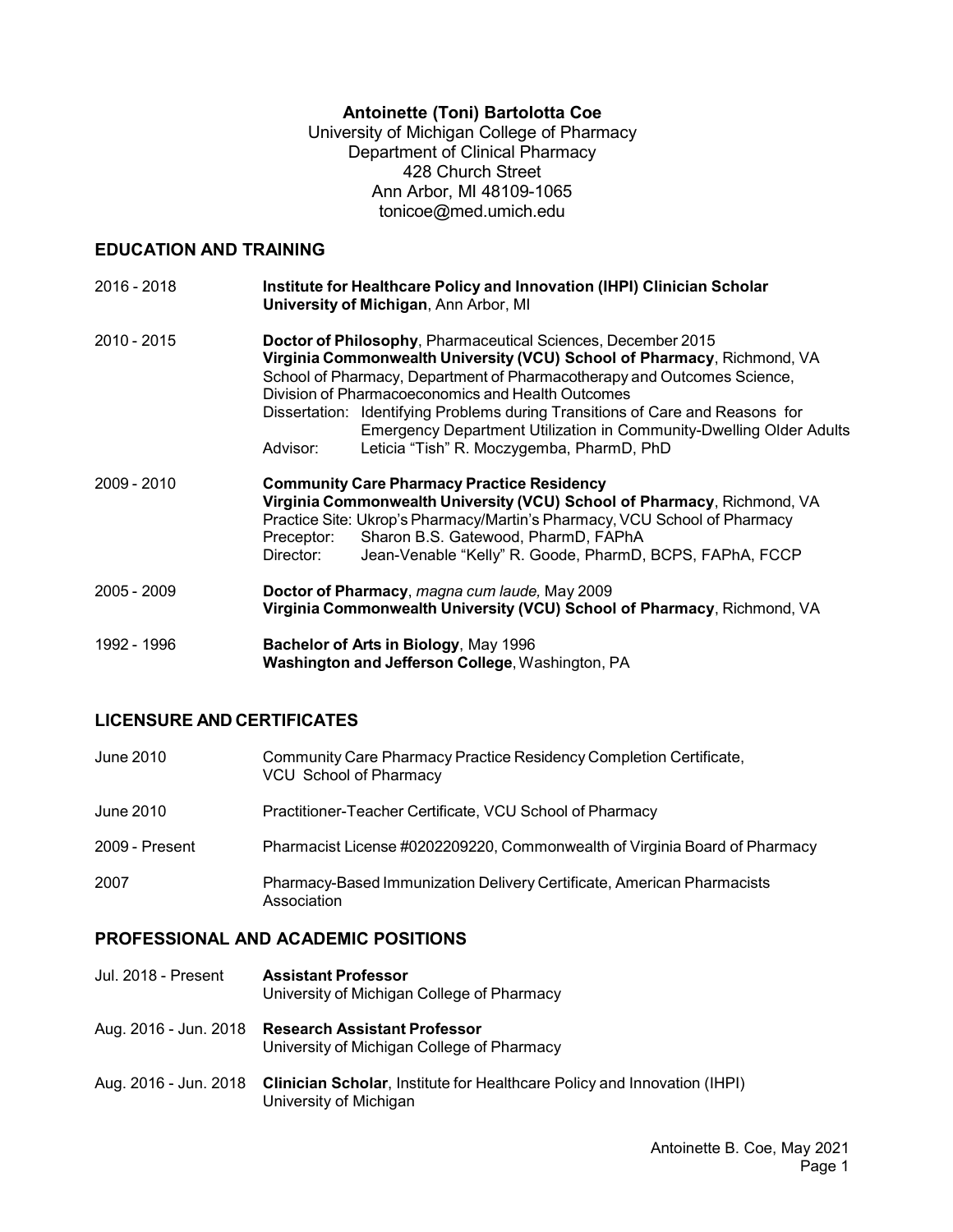# Antoinette (Toni) Bartolotta Coe

University of Michigan College of Pharmacy
Department of Clinical Pharmacy
428 Church Street
Ann Arbor, MI 48109-1065
tonicoe@med.umich.edu

## EDUCATION AND TRAINING

2016 - 2018 — **Institute for Healthcare Policy and Innovation (IHPI) Clinician Scholar**
**University of Michigan**, Ann Arbor, MI

2010 - 2015 — **Doctor of Philosophy**, Pharmaceutical Sciences, December 2015
**Virginia Commonwealth University (VCU) School of Pharmacy**, Richmond, VA
School of Pharmacy, Department of Pharmacotherapy and Outcomes Science, Division of Pharmacoeconomics and Health Outcomes
Dissertation: Identifying Problems during Transitions of Care and Reasons for Emergency Department Utilization in Community-Dwelling Older Adults
Advisor: Leticia "Tish" R. Moczygemba, PharmD, PhD

2009 - 2010 — **Community Care Pharmacy Practice Residency**
**Virginia Commonwealth University (VCU) School of Pharmacy**, Richmond, VA
Practice Site: Ukrop's Pharmacy/Martin's Pharmacy, VCU School of Pharmacy
Preceptor: Sharon B.S. Gatewood, PharmD, FAPhA
Director: Jean-Venable "Kelly" R. Goode, PharmD, BCPS, FAPhA, FCCP

2005 - 2009 — **Doctor of Pharmacy**, *magna cum laude,* May 2009
**Virginia Commonwealth University (VCU) School of Pharmacy**, Richmond, VA

1992 - 1996 — **Bachelor of Arts in Biology**, May 1996
**Washington and Jefferson College**, Washington, PA

## LICENSURE AND CERTIFICATES

June 2010 — Community Care Pharmacy Practice Residency Completion Certificate, VCU School of Pharmacy

June 2010 — Practitioner-Teacher Certificate, VCU School of Pharmacy

2009 - Present — Pharmacist License #0202209220, Commonwealth of Virginia Board of Pharmacy

2007 — Pharmacy-Based Immunization Delivery Certificate, American Pharmacists Association

## PROFESSIONAL AND ACADEMIC POSITIONS

Jul. 2018 - Present — **Assistant Professor**
University of Michigan College of Pharmacy

Aug. 2016 - Jun. 2018 — **Research Assistant Professor**
University of Michigan College of Pharmacy

Aug. 2016 - Jun. 2018 — **Clinician Scholar**, Institute for Healthcare Policy and Innovation (IHPI)
University of Michigan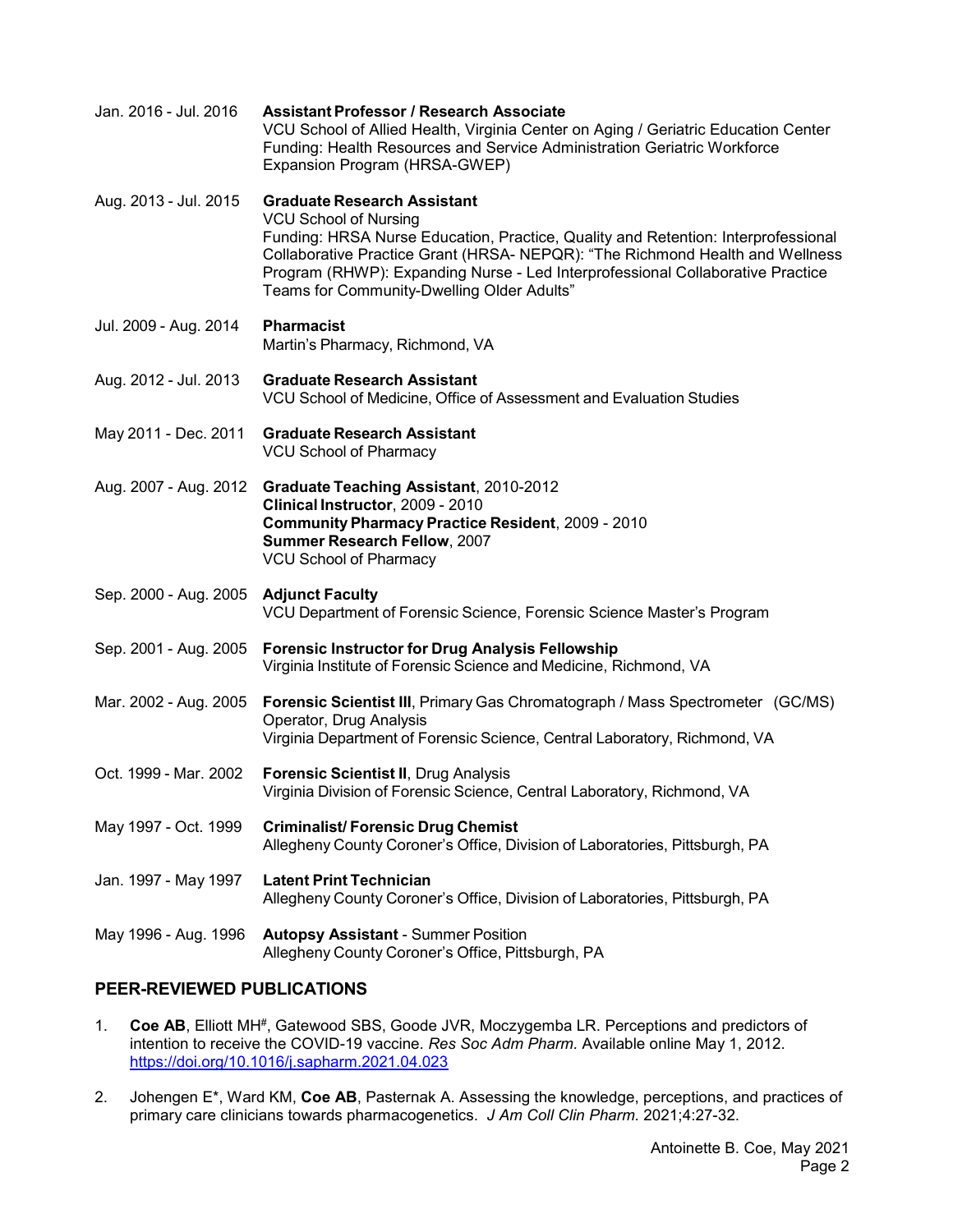Jan. 2016 - Jul. 2016 **Assistant Professor / Research Associate**
VCU School of Allied Health, Virginia Center on Aging / Geriatric Education Center
Funding: Health Resources and Service Administration Geriatric Workforce Expansion Program (HRSA-GWEP)

Aug. 2013 - Jul. 2015 **Graduate Research Assistant**
VCU School of Nursing
Funding: HRSA Nurse Education, Practice, Quality and Retention: Interprofessional Collaborative Practice Grant (HRSA- NEPQR): "The Richmond Health and Wellness Program (RHWP): Expanding Nurse - Led Interprofessional Collaborative Practice Teams for Community-Dwelling Older Adults"

Jul. 2009 - Aug. 2014 **Pharmacist**
Martin's Pharmacy, Richmond, VA

Aug. 2012 - Jul. 2013 **Graduate Research Assistant**
VCU School of Medicine, Office of Assessment and Evaluation Studies

May 2011 - Dec. 2011 **Graduate Research Assistant**
VCU School of Pharmacy

Aug. 2007 - Aug. 2012 **Graduate Teaching Assistant**, 2010-2012
**Clinical Instructor**, 2009 - 2010
**Community Pharmacy Practice Resident**, 2009 - 2010
**Summer Research Fellow**, 2007
VCU School of Pharmacy

Sep. 2000 - Aug. 2005 **Adjunct Faculty**
VCU Department of Forensic Science, Forensic Science Master's Program

Sep. 2001 - Aug. 2005 **Forensic Instructor for Drug Analysis Fellowship**
Virginia Institute of Forensic Science and Medicine, Richmond, VA

Mar. 2002 - Aug. 2005 **Forensic Scientist III**, Primary Gas Chromatograph / Mass Spectrometer (GC/MS) Operator, Drug Analysis
Virginia Department of Forensic Science, Central Laboratory, Richmond, VA

Oct. 1999 - Mar. 2002 **Forensic Scientist II**, Drug Analysis
Virginia Division of Forensic Science, Central Laboratory, Richmond, VA

May 1997 - Oct. 1999 **Criminalist/ Forensic Drug Chemist**
Allegheny County Coroner's Office, Division of Laboratories, Pittsburgh, PA

Jan. 1997 - May 1997 **Latent Print Technician**
Allegheny County Coroner's Office, Division of Laboratories, Pittsburgh, PA

May 1996 - Aug. 1996 **Autopsy Assistant** - Summer Position
Allegheny County Coroner's Office, Pittsburgh, PA

## PEER-REVIEWED PUBLICATIONS

1. **Coe AB**, Elliott MH[#], Gatewood SBS, Goode JVR, Moczygemba LR. Perceptions and predictors of intention to receive the COVID-19 vaccine. *Res Soc Adm Pharm.* Available online May 1, 2012. https://doi.org/10.1016/j.sapharm.2021.04.023

2. Johengen E*, Ward KM, **Coe AB**, Pasternak A. Assessing the knowledge, perceptions, and practices of primary care clinicians towards pharmacogenetics. *J Am Coll Clin Pharm.* 2021;4:27-32.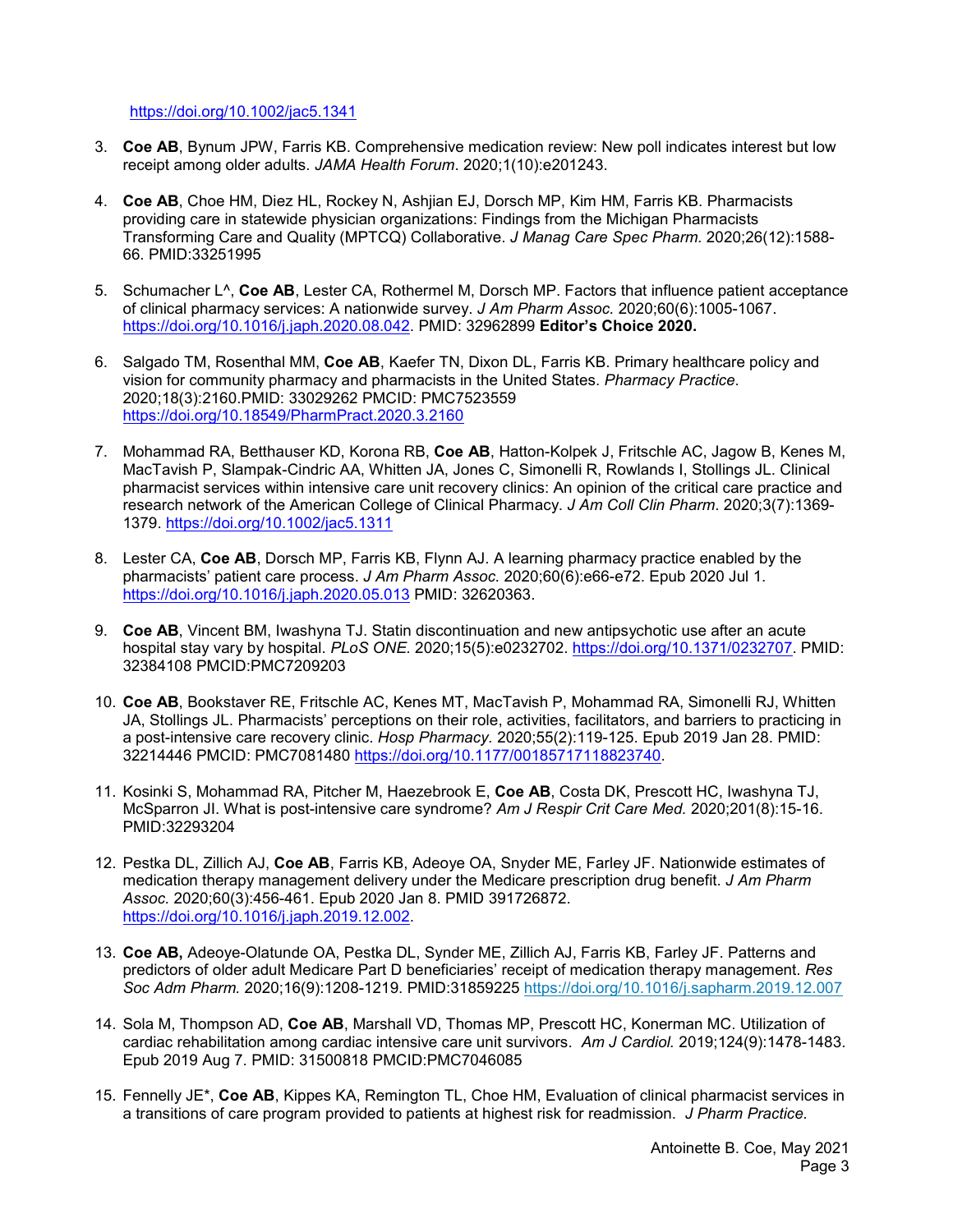https://doi.org/10.1002/jac5.1341

3. **Coe AB**, Bynum JPW, Farris KB. Comprehensive medication review: New poll indicates interest but low receipt among older adults. *JAMA Health Forum*. 2020;1(10):e201243.

4. **Coe AB**, Choe HM, Diez HL, Rockey N, Ashjian EJ, Dorsch MP, Kim HM, Farris KB. Pharmacists providing care in statewide physician organizations: Findings from the Michigan Pharmacists Transforming Care and Quality (MPTCQ) Collaborative. *J Manag Care Spec Pharm.* 2020;26(12):1588-66. PMID:33251995

5. Schumacher L^, **Coe AB**, Lester CA, Rothermel M, Dorsch MP. Factors that influence patient acceptance of clinical pharmacy services: A nationwide survey. *J Am Pharm Assoc.* 2020;60(6):1005-1067. https://doi.org/10.1016/j.japh.2020.08.042. PMID: 32962899 **Editor's Choice 2020.**

6. Salgado TM, Rosenthal MM, **Coe AB**, Kaefer TN, Dixon DL, Farris KB. Primary healthcare policy and vision for community pharmacy and pharmacists in the United States. *Pharmacy Practice*. 2020;18(3):2160.PMID: 33029262 PMCID: PMC7523559 https://doi.org/10.18549/PharmPract.2020.3.2160

7. Mohammad RA, Betthauser KD, Korona RB, **Coe AB**, Hatton-Kolpek J, Fritschle AC, Jagow B, Kenes M, MacTavish P, Slampak-Cindric AA, Whitten JA, Jones C, Simonelli R, Rowlands I, Stollings JL. Clinical pharmacist services within intensive care unit recovery clinics: An opinion of the critical care practice and research network of the American College of Clinical Pharmacy. *J Am Coll Clin Pharm*. 2020;3(7):1369-1379. https://doi.org/10.1002/jac5.1311

8. Lester CA, **Coe AB**, Dorsch MP, Farris KB, Flynn AJ. A learning pharmacy practice enabled by the pharmacists' patient care process. *J Am Pharm Assoc.* 2020;60(6):e66-e72. Epub 2020 Jul 1. https://doi.org/10.1016/j.japh.2020.05.013 PMID: 32620363.

9. **Coe AB**, Vincent BM, Iwashyna TJ. Statin discontinuation and new antipsychotic use after an acute hospital stay vary by hospital. *PLoS ONE*. 2020;15(5):e0232702. https://doi.org/10.1371/0232707. PMID: 32384108 PMCID:PMC7209203

10. **Coe AB**, Bookstaver RE, Fritschle AC, Kenes MT, MacTavish P, Mohammad RA, Simonelli RJ, Whitten JA, Stollings JL. Pharmacists' perceptions on their role, activities, facilitators, and barriers to practicing in a post-intensive care recovery clinic. *Hosp Pharmacy.* 2020;55(2):119-125. Epub 2019 Jan 28. PMID: 32214446 PMCID: PMC7081480 https://doi.org/10.1177/00185717118823740.

11. Kosinki S, Mohammad RA, Pitcher M, Haezebrook E, **Coe AB**, Costa DK, Prescott HC, Iwashyna TJ, McSparron JI. What is post-intensive care syndrome? *Am J Respir Crit Care Med.* 2020;201(8):15-16. PMID:32293204

12. Pestka DL, Zillich AJ, **Coe AB**, Farris KB, Adeoye OA, Snyder ME, Farley JF. Nationwide estimates of medication therapy management delivery under the Medicare prescription drug benefit. *J Am Pharm Assoc.* 2020;60(3):456-461. Epub 2020 Jan 8. PMID 391726872. https://doi.org/10.1016/j.japh.2019.12.002.

13. **Coe AB,** Adeoye-Olatunde OA, Pestka DL, Synder ME, Zillich AJ, Farris KB, Farley JF. Patterns and predictors of older adult Medicare Part D beneficiaries' receipt of medication therapy management. *Res Soc Adm Pharm.* 2020;16(9):1208-1219. PMID:31859225 https://doi.org/10.1016/j.sapharm.2019.12.007

14. Sola M, Thompson AD, **Coe AB**, Marshall VD, Thomas MP, Prescott HC, Konerman MC. Utilization of cardiac rehabilitation among cardiac intensive care unit survivors. *Am J Cardiol.* 2019;124(9):1478-1483. Epub 2019 Aug 7. PMID: 31500818 PMCID:PMC7046085

15. Fennelly JE*, **Coe AB**, Kippes KA, Remington TL, Choe HM, Evaluation of clinical pharmacist services in a transitions of care program provided to patients at highest risk for readmission. *J Pharm Practice.*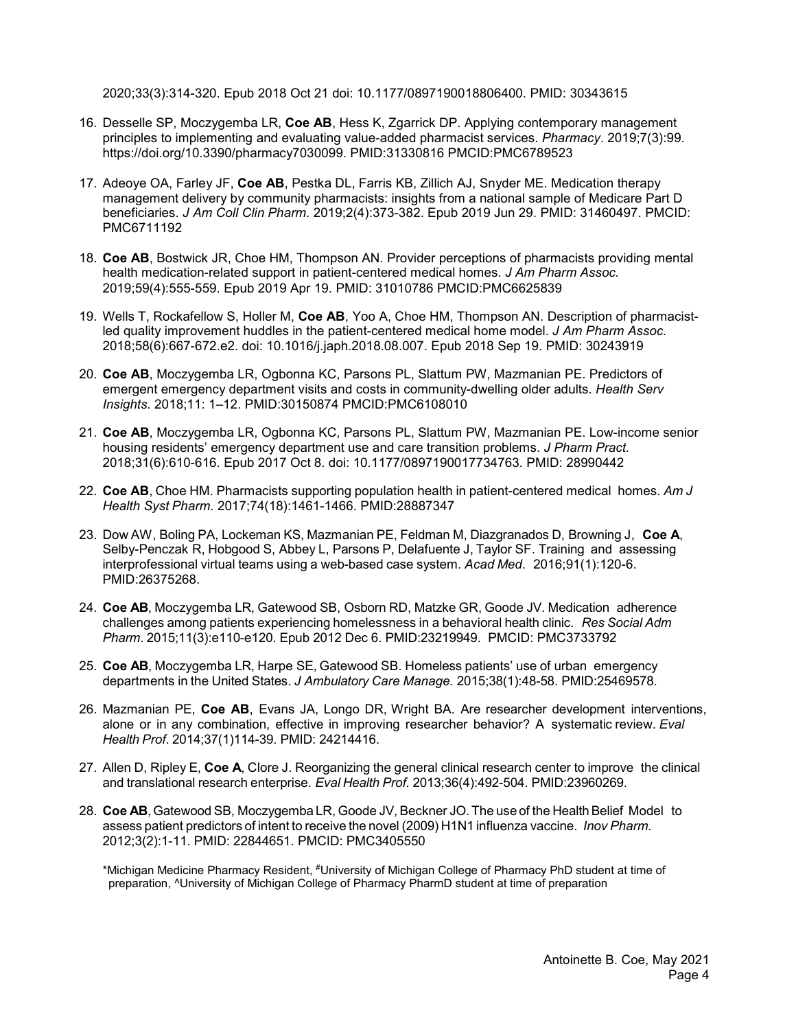2020;33(3):314-320. Epub 2018 Oct 21 doi: 10.1177/0897190018806400. PMID: 30343615

16. Desselle SP, Moczygemba LR, **Coe AB**, Hess K, Zgarrick DP. Applying contemporary management principles to implementing and evaluating value-added pharmacist services. *Pharmacy*. 2019;7(3):99. https://doi.org/10.3390/pharmacy7030099. PMID:31330816 PMCID:PMC6789523

17. Adeoye OA, Farley JF, **Coe AB**, Pestka DL, Farris KB, Zillich AJ, Snyder ME. Medication therapy management delivery by community pharmacists: insights from a national sample of Medicare Part D beneficiaries. *J Am Coll Clin Pharm*. 2019;2(4):373-382. Epub 2019 Jun 29. PMID: 31460497. PMCID: PMC6711192

18. **Coe AB**, Bostwick JR, Choe HM, Thompson AN. Provider perceptions of pharmacists providing mental health medication-related support in patient-centered medical homes. *J Am Pharm Assoc.* 2019;59(4):555-559. Epub 2019 Apr 19. PMID: 31010786 PMCID:PMC6625839

19. Wells T, Rockafellow S, Holler M, **Coe AB**, Yoo A, Choe HM, Thompson AN. Description of pharmacist-led quality improvement huddles in the patient-centered medical home model. *J Am Pharm Assoc.* 2018;58(6):667-672.e2. doi: 10.1016/j.japh.2018.08.007. Epub 2018 Sep 19. PMID: 30243919

20. **Coe AB**, Moczygemba LR, Ogbonna KC, Parsons PL, Slattum PW, Mazmanian PE. Predictors of emergent emergency department visits and costs in community-dwelling older adults. *Health Serv Insights*. 2018;11: 1–12. PMID:30150874 PMCID:PMC6108010

21. **Coe AB**, Moczygemba LR, Ogbonna KC, Parsons PL, Slattum PW, Mazmanian PE. Low-income senior housing residents' emergency department use and care transition problems. *J Pharm Pract.* 2018;31(6):610-616. Epub 2017 Oct 8. doi: 10.1177/0897190017734763. PMID: 28990442

22. **Coe AB**, Choe HM. Pharmacists supporting population health in patient-centered medical homes. *Am J Health Syst Pharm*. 2017;74(18):1461-1466. PMID:28887347

23. Dow AW, Boling PA, Lockeman KS, Mazmanian PE, Feldman M, Diazgranados D, Browning J, **Coe A**, Selby-Penczak R, Hobgood S, Abbey L, Parsons P, Delafuente J, Taylor SF. Training and assessing interprofessional virtual teams using a web-based case system. *Acad Med*. 2016;91(1):120-6. PMID:26375268.

24. **Coe AB**, Moczygemba LR, Gatewood SB, Osborn RD, Matzke GR, Goode JV. Medication adherence challenges among patients experiencing homelessness in a behavioral health clinic. *Res Social Adm Pharm*. 2015;11(3):e110-e120. Epub 2012 Dec 6. PMID:23219949. PMCID: PMC3733792

25. **Coe AB**, Moczygemba LR, Harpe SE, Gatewood SB. Homeless patients' use of urban emergency departments in the United States. *J Ambulatory Care Manage.* 2015;38(1):48-58. PMID:25469578.

26. Mazmanian PE, **Coe AB**, Evans JA, Longo DR, Wright BA. Are researcher development interventions, alone or in any combination, effective in improving researcher behavior? A systematic review. *Eval Health Prof*. 2014;37(1)114-39. PMID: 24214416.

27. Allen D, Ripley E, **Coe A**, Clore J. Reorganizing the general clinical research center to improve the clinical and translational research enterprise. *Eval Health Prof.* 2013;36(4):492-504. PMID:23960269.

28. **Coe AB**, Gatewood SB, Moczygemba LR, Goode JV, Beckner JO. The use of the Health Belief Model to assess patient predictors of intent to receive the novel (2009) H1N1 influenza vaccine. *Inov Pharm.* 2012;3(2):1-11. PMID: 22844651. PMCID: PMC3405550

*Michigan Medicine Pharmacy Resident, [#]University of Michigan College of Pharmacy PhD student at time of preparation, ^University of Michigan College of Pharmacy PharmD student at time of preparation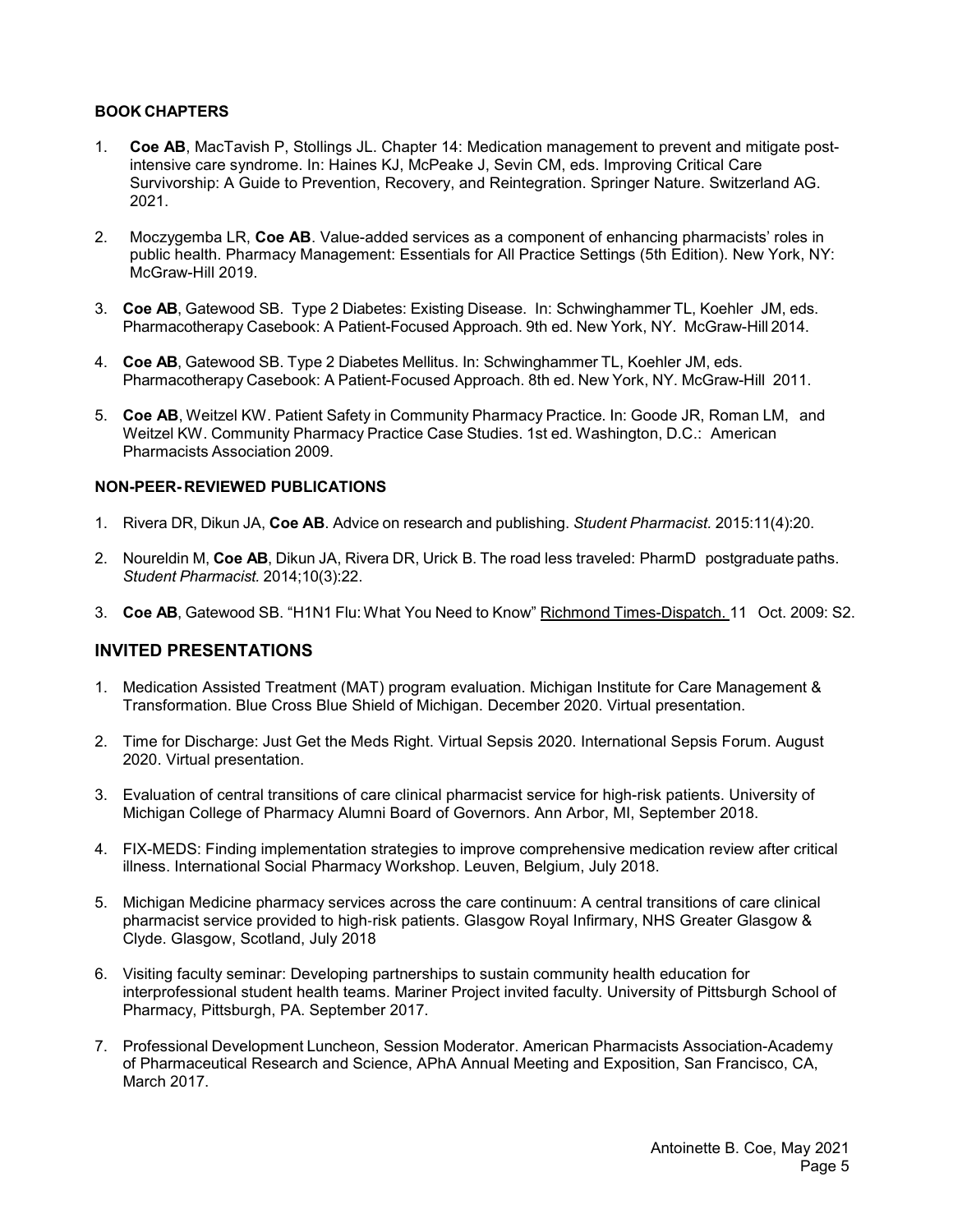### BOOK CHAPTERS

1. **Coe AB**, MacTavish P, Stollings JL. Chapter 14: Medication management to prevent and mitigate post-intensive care syndrome. In: Haines KJ, McPeake J, Sevin CM, eds. Improving Critical Care Survivorship: A Guide to Prevention, Recovery, and Reintegration. Springer Nature. Switzerland AG. 2021.

2. Moczygemba LR, **Coe AB**. Value-added services as a component of enhancing pharmacists' roles in public health. Pharmacy Management: Essentials for All Practice Settings (5th Edition). New York, NY: McGraw-Hill 2019.

3. **Coe AB**, Gatewood SB. Type 2 Diabetes: Existing Disease. In: Schwinghammer TL, Koehler JM, eds. Pharmacotherapy Casebook: A Patient-Focused Approach. 9th ed. New York, NY. McGraw-Hill 2014.

4. **Coe AB**, Gatewood SB. Type 2 Diabetes Mellitus. In: Schwinghammer TL, Koehler JM, eds. Pharmacotherapy Casebook: A Patient-Focused Approach. 8th ed. New York, NY. McGraw-Hill 2011.

5. **Coe AB**, Weitzel KW. Patient Safety in Community Pharmacy Practice. In: Goode JR, Roman LM, and Weitzel KW. Community Pharmacy Practice Case Studies. 1st ed. Washington, D.C.: American Pharmacists Association 2009.

### NON-PEER-REVIEWED PUBLICATIONS

1. Rivera DR, Dikun JA, **Coe AB**. Advice on research and publishing. *Student Pharmacist.* 2015:11(4):20.

2. Noureldin M, **Coe AB**, Dikun JA, Rivera DR, Urick B. The road less traveled: PharmD postgraduate paths. *Student Pharmacist.* 2014;10(3):22.

3. **Coe AB**, Gatewood SB. "H1N1 Flu: What You Need to Know" Richmond Times-Dispatch. 11 Oct. 2009: S2.

## INVITED PRESENTATIONS

1. Medication Assisted Treatment (MAT) program evaluation. Michigan Institute for Care Management & Transformation. Blue Cross Blue Shield of Michigan. December 2020. Virtual presentation.

2. Time for Discharge: Just Get the Meds Right. Virtual Sepsis 2020. International Sepsis Forum. August 2020. Virtual presentation.

3. Evaluation of central transitions of care clinical pharmacist service for high-risk patients. University of Michigan College of Pharmacy Alumni Board of Governors. Ann Arbor, MI, September 2018.

4. FIX-MEDS: Finding implementation strategies to improve comprehensive medication review after critical illness. International Social Pharmacy Workshop. Leuven, Belgium, July 2018.

5. Michigan Medicine pharmacy services across the care continuum: A central transitions of care clinical pharmacist service provided to high-risk patients. Glasgow Royal Infirmary, NHS Greater Glasgow & Clyde. Glasgow, Scotland, July 2018

6. Visiting faculty seminar: Developing partnerships to sustain community health education for interprofessional student health teams. Mariner Project invited faculty. University of Pittsburgh School of Pharmacy, Pittsburgh, PA. September 2017.

7. Professional Development Luncheon, Session Moderator. American Pharmacists Association-Academy of Pharmaceutical Research and Science, APhA Annual Meeting and Exposition, San Francisco, CA, March 2017.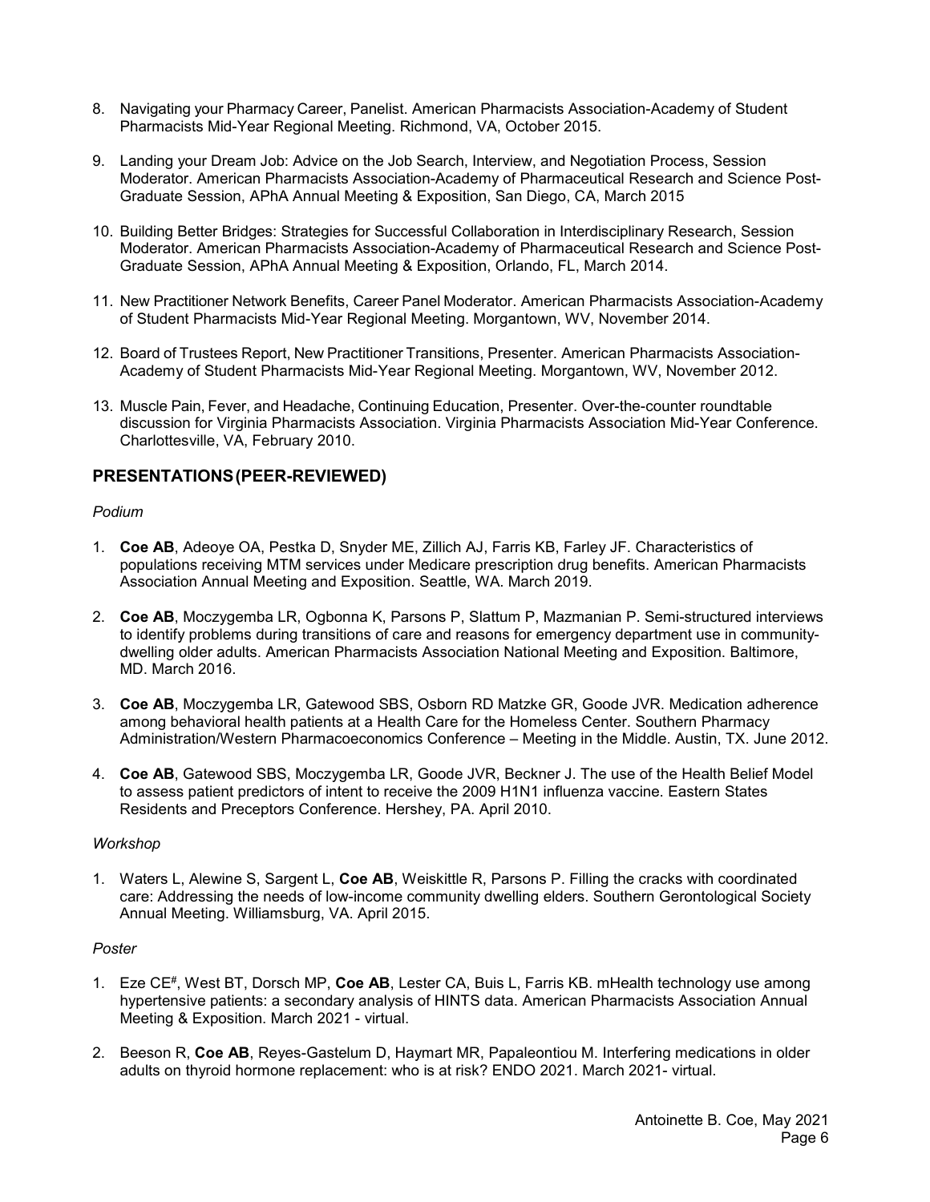8. Navigating your Pharmacy Career, Panelist. American Pharmacists Association-Academy of Student Pharmacists Mid-Year Regional Meeting. Richmond, VA, October 2015.

9. Landing your Dream Job: Advice on the Job Search, Interview, and Negotiation Process, Session Moderator. American Pharmacists Association-Academy of Pharmaceutical Research and Science Post-Graduate Session, APhA Annual Meeting & Exposition, San Diego, CA, March 2015

10. Building Better Bridges: Strategies for Successful Collaboration in Interdisciplinary Research, Session Moderator. American Pharmacists Association-Academy of Pharmaceutical Research and Science Post-Graduate Session, APhA Annual Meeting & Exposition, Orlando, FL, March 2014.

11. New Practitioner Network Benefits, Career Panel Moderator. American Pharmacists Association-Academy of Student Pharmacists Mid-Year Regional Meeting. Morgantown, WV, November 2014.

12. Board of Trustees Report, New Practitioner Transitions, Presenter. American Pharmacists Association-Academy of Student Pharmacists Mid-Year Regional Meeting. Morgantown, WV, November 2012.

13. Muscle Pain, Fever, and Headache, Continuing Education, Presenter. Over-the-counter roundtable discussion for Virginia Pharmacists Association. Virginia Pharmacists Association Mid-Year Conference. Charlottesville, VA, February 2010.

## PRESENTATIONS (PEER-REVIEWED)

*Podium*

1. **Coe AB**, Adeoye OA, Pestka D, Snyder ME, Zillich AJ, Farris KB, Farley JF. Characteristics of populations receiving MTM services under Medicare prescription drug benefits. American Pharmacists Association Annual Meeting and Exposition. Seattle, WA. March 2019.

2. **Coe AB**, Moczygemba LR, Ogbonna K, Parsons P, Slattum P, Mazmanian P. Semi-structured interviews to identify problems during transitions of care and reasons for emergency department use in community-dwelling older adults. American Pharmacists Association National Meeting and Exposition. Baltimore, MD. March 2016.

3. **Coe AB**, Moczygemba LR, Gatewood SBS, Osborn RD Matzke GR, Goode JVR. Medication adherence among behavioral health patients at a Health Care for the Homeless Center. Southern Pharmacy Administration/Western Pharmacoeconomics Conference – Meeting in the Middle. Austin, TX. June 2012.

4. **Coe AB**, Gatewood SBS, Moczygemba LR, Goode JVR, Beckner J. The use of the Health Belief Model to assess patient predictors of intent to receive the 2009 H1N1 influenza vaccine. Eastern States Residents and Preceptors Conference. Hershey, PA. April 2010.

*Workshop*

1. Waters L, Alewine S, Sargent L, **Coe AB**, Weiskittle R, Parsons P. Filling the cracks with coordinated care: Addressing the needs of low-income community dwelling elders. Southern Gerontological Society Annual Meeting. Williamsburg, VA. April 2015.

*Poster*

1. Eze CE[#], West BT, Dorsch MP, **Coe AB**, Lester CA, Buis L, Farris KB. mHealth technology use among hypertensive patients: a secondary analysis of HINTS data. American Pharmacists Association Annual Meeting & Exposition. March 2021 - virtual.

2. Beeson R, **Coe AB**, Reyes-Gastelum D, Haymart MR, Papaleontiou M. Interfering medications in older adults on thyroid hormone replacement: who is at risk? ENDO 2021. March 2021- virtual.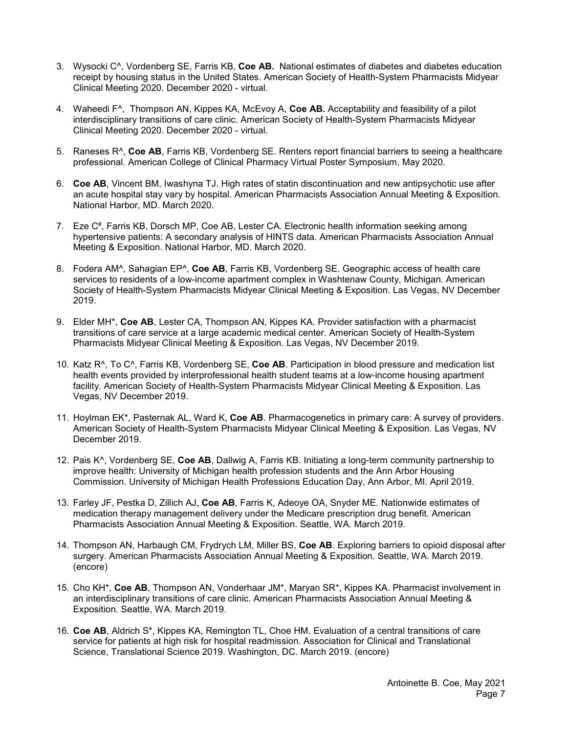3. Wysocki C^, Vordenberg SE, Farris KB, **Coe AB.** National estimates of diabetes and diabetes education receipt by housing status in the United States. American Society of Health-System Pharmacists Midyear Clinical Meeting 2020. December 2020 - virtual.

4. Waheedi F^, Thompson AN, Kippes KA, McEvoy A, **Coe AB.** Acceptability and feasibility of a pilot interdisciplinary transitions of care clinic. American Society of Health-System Pharmacists Midyear Clinical Meeting 2020. December 2020 - virtual.

5. Raneses R^, **Coe AB**, Farris KB, Vordenberg SE. Renters report financial barriers to seeing a healthcare professional. American College of Clinical Pharmacy Virtual Poster Symposium, May 2020.

6. **Coe AB**, Vincent BM, Iwashyna TJ. High rates of statin discontinuation and new antipsychotic use after an acute hospital stay vary by hospital. American Pharmacists Association Annual Meeting & Exposition. National Harbor, MD. March 2020.

7. Eze C#, Farris KB, Dorsch MP, Coe AB, Lester CA. Electronic health information seeking among hypertensive patients: A secondary analysis of HINTS data. American Pharmacists Association Annual Meeting & Exposition. National Harbor, MD. March 2020.

8. Fodera AM^, Sahagian EP^, **Coe AB**, Farris KB, Vordenberg SE. Geographic access of health care services to residents of a low-income apartment complex in Washtenaw County, Michigan. American Society of Health-System Pharmacists Midyear Clinical Meeting & Exposition. Las Vegas, NV December 2019.

9. Elder MH*, **Coe AB**, Lester CA, Thompson AN, Kippes KA. Provider satisfaction with a pharmacist transitions of care service at a large academic medical center. American Society of Health-System Pharmacists Midyear Clinical Meeting & Exposition. Las Vegas, NV December 2019.

10. Katz R^, To C^, Farris KB, Vordenberg SE, **Coe AB**. Participation in blood pressure and medication list health events provided by interprofessional health student teams at a low-income housing apartment facility. American Society of Health-System Pharmacists Midyear Clinical Meeting & Exposition. Las Vegas, NV December 2019.

11. Hoylman EK*, Pasternak AL, Ward K, **Coe AB**. Pharmacogenetics in primary care: A survey of providers. American Society of Health-System Pharmacists Midyear Clinical Meeting & Exposition. Las Vegas, NV December 2019.

12. Pais K^, Vordenberg SE, **Coe AB**, Dallwig A, Farris KB. Initiating a long-term community partnership to improve health: University of Michigan health profession students and the Ann Arbor Housing Commission. University of Michigan Health Professions Education Day, Ann Arbor, MI. April 2019.

13. Farley JF, Pestka D, Zillich AJ, **Coe AB**, Farris K, Adeoye OA, Snyder ME. Nationwide estimates of medication therapy management delivery under the Medicare prescription drug benefit. American Pharmacists Association Annual Meeting & Exposition. Seattle, WA. March 2019.

14. Thompson AN, Harbaugh CM, Frydrych LM, Miller BS, **Coe AB**. Exploring barriers to opioid disposal after surgery. American Pharmacists Association Annual Meeting & Exposition. Seattle, WA. March 2019. (encore)

15. Cho KH*, **Coe AB**, Thompson AN, Vonderhaar JM*, Maryan SR*, Kippes KA. Pharmacist involvement in an interdisciplinary transitions of care clinic. American Pharmacists Association Annual Meeting & Exposition. Seattle, WA. March 2019.

16. **Coe AB**, Aldrich S*, Kippes KA, Remington TL, Choe HM. Evaluation of a central transitions of care service for patients at high risk for hospital readmission. Association for Clinical and Translational Science, Translational Science 2019. Washington, DC. March 2019. (encore)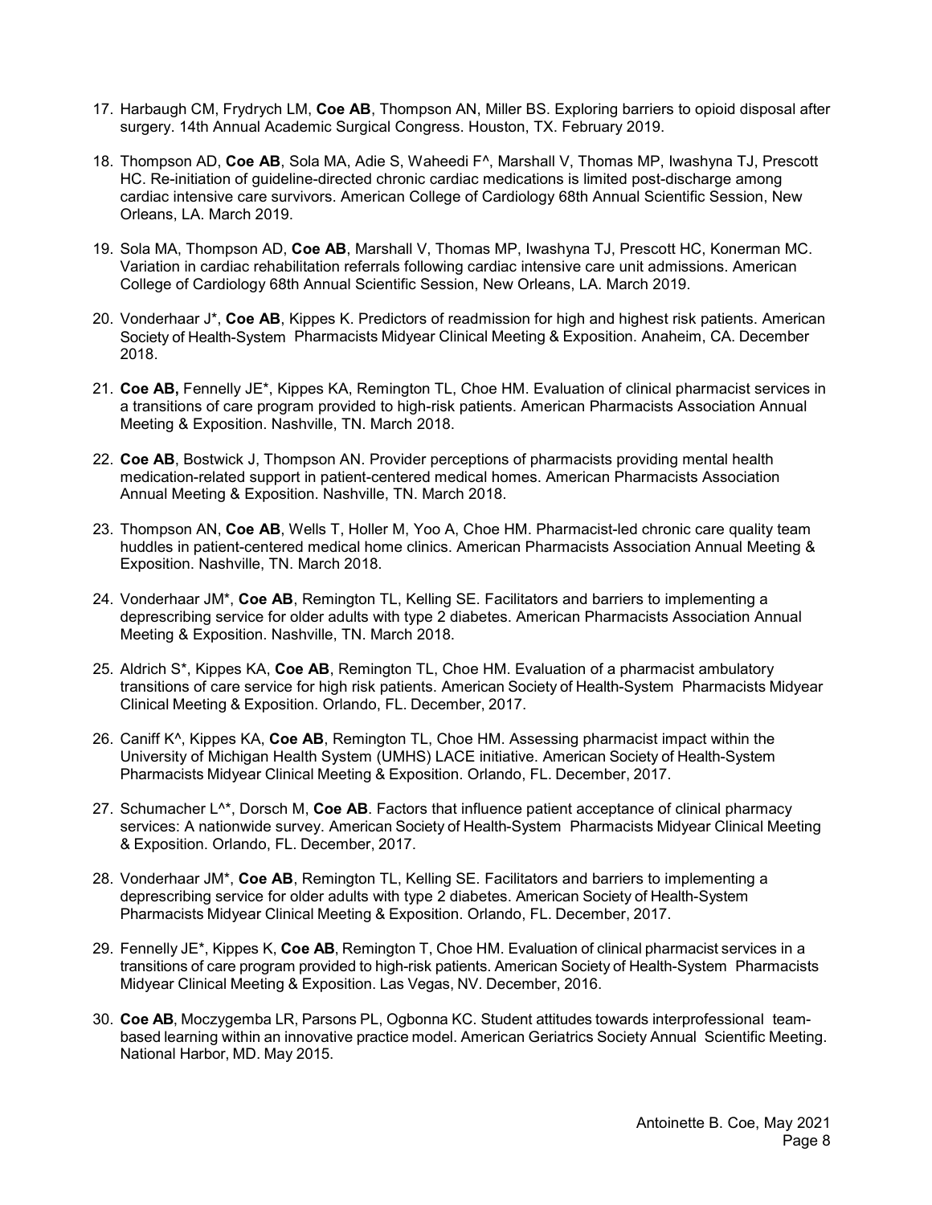17. Harbaugh CM, Frydrych LM, **Coe AB**, Thompson AN, Miller BS. Exploring barriers to opioid disposal after surgery. 14th Annual Academic Surgical Congress. Houston, TX. February 2019.

18. Thompson AD, **Coe AB**, Sola MA, Adie S, Waheedi F^, Marshall V, Thomas MP, Iwashyna TJ, Prescott HC. Re-initiation of guideline-directed chronic cardiac medications is limited post-discharge among cardiac intensive care survivors. American College of Cardiology 68th Annual Scientific Session, New Orleans, LA. March 2019.

19. Sola MA, Thompson AD, **Coe AB**, Marshall V, Thomas MP, Iwashyna TJ, Prescott HC, Konerman MC. Variation in cardiac rehabilitation referrals following cardiac intensive care unit admissions. American College of Cardiology 68th Annual Scientific Session, New Orleans, LA. March 2019.

20. Vonderhaar J*, **Coe AB**, Kippes K. Predictors of readmission for high and highest risk patients. American Society of Health-System Pharmacists Midyear Clinical Meeting & Exposition. Anaheim, CA. December 2018.

21. **Coe AB,** Fennelly JE*, Kippes KA, Remington TL, Choe HM. Evaluation of clinical pharmacist services in a transitions of care program provided to high-risk patients. American Pharmacists Association Annual Meeting & Exposition. Nashville, TN. March 2018.

22. **Coe AB**, Bostwick J, Thompson AN. Provider perceptions of pharmacists providing mental health medication-related support in patient-centered medical homes. American Pharmacists Association Annual Meeting & Exposition. Nashville, TN. March 2018.

23. Thompson AN, **Coe AB**, Wells T, Holler M, Yoo A, Choe HM. Pharmacist-led chronic care quality team huddles in patient-centered medical home clinics. American Pharmacists Association Annual Meeting & Exposition. Nashville, TN. March 2018.

24. Vonderhaar JM*, **Coe AB**, Remington TL, Kelling SE. Facilitators and barriers to implementing a deprescribing service for older adults with type 2 diabetes. American Pharmacists Association Annual Meeting & Exposition. Nashville, TN. March 2018.

25. Aldrich S*, Kippes KA, **Coe AB**, Remington TL, Choe HM. Evaluation of a pharmacist ambulatory transitions of care service for high risk patients. American Society of Health-System Pharmacists Midyear Clinical Meeting & Exposition. Orlando, FL. December, 2017.

26. Caniff K^, Kippes KA, **Coe AB**, Remington TL, Choe HM. Assessing pharmacist impact within the University of Michigan Health System (UMHS) LACE initiative. American Society of Health-System Pharmacists Midyear Clinical Meeting & Exposition. Orlando, FL. December, 2017.

27. Schumacher L^*, Dorsch M, **Coe AB**. Factors that influence patient acceptance of clinical pharmacy services: A nationwide survey. American Society of Health-System Pharmacists Midyear Clinical Meeting & Exposition. Orlando, FL. December, 2017.

28. Vonderhaar JM*, **Coe AB**, Remington TL, Kelling SE. Facilitators and barriers to implementing a deprescribing service for older adults with type 2 diabetes. American Society of Health-System Pharmacists Midyear Clinical Meeting & Exposition. Orlando, FL. December, 2017.

29. Fennelly JE*, Kippes K, **Coe AB**, Remington T, Choe HM. Evaluation of clinical pharmacist services in a transitions of care program provided to high-risk patients. American Society of Health-System Pharmacists Midyear Clinical Meeting & Exposition. Las Vegas, NV. December, 2016.

30. **Coe AB**, Moczygemba LR, Parsons PL, Ogbonna KC. Student attitudes towards interprofessional team-based learning within an innovative practice model. American Geriatrics Society Annual Scientific Meeting. National Harbor, MD. May 2015.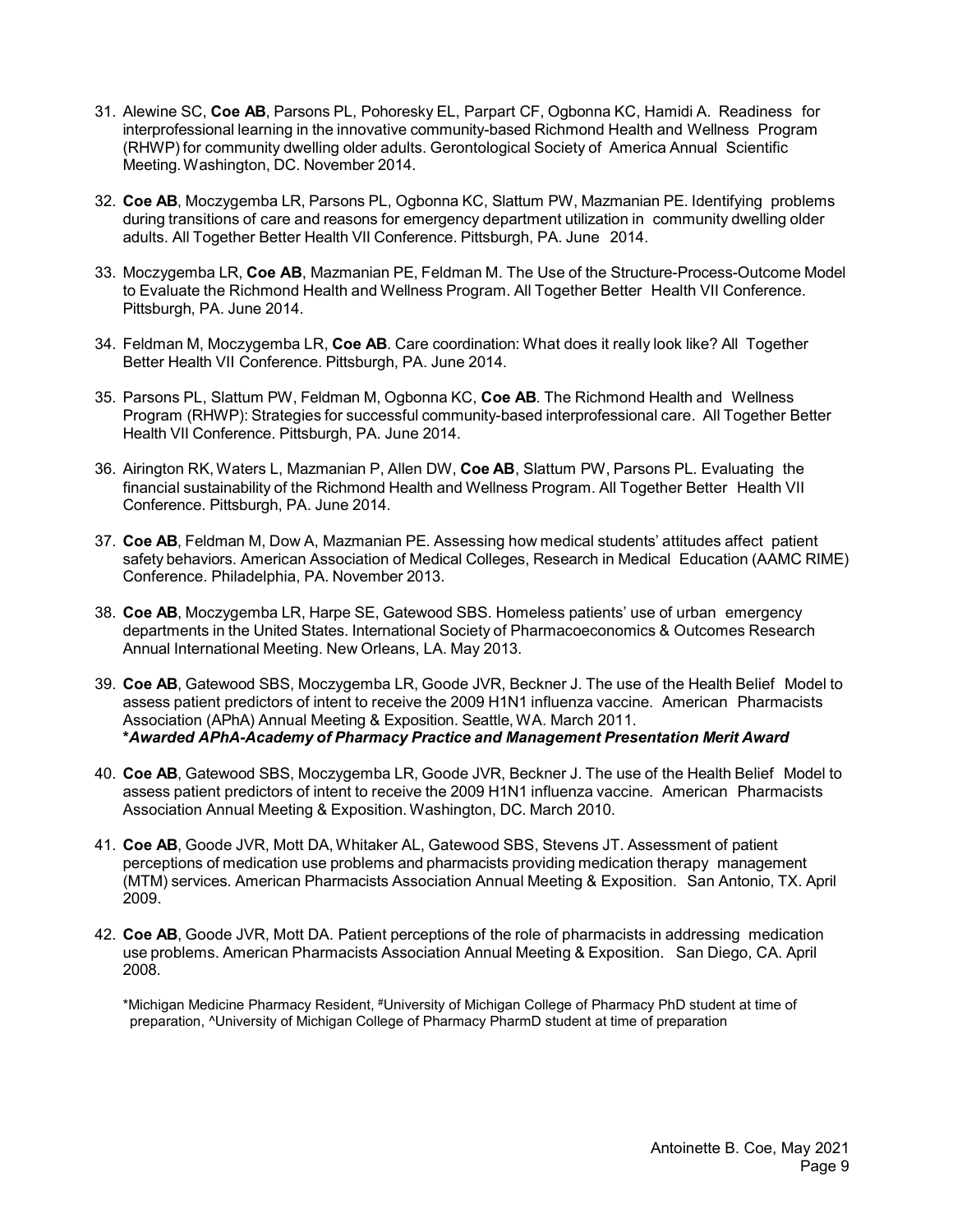31. Alewine SC, **Coe AB**, Parsons PL, Pohoresky EL, Parpart CF, Ogbonna KC, Hamidi A. Readiness for interprofessional learning in the innovative community-based Richmond Health and Wellness Program (RHWP) for community dwelling older adults. Gerontological Society of America Annual Scientific Meeting. Washington, DC. November 2014.

32. **Coe AB**, Moczygemba LR, Parsons PL, Ogbonna KC, Slattum PW, Mazmanian PE. Identifying problems during transitions of care and reasons for emergency department utilization in community dwelling older adults. All Together Better Health VII Conference. Pittsburgh, PA. June 2014.

33. Moczygemba LR, **Coe AB**, Mazmanian PE, Feldman M. The Use of the Structure-Process-Outcome Model to Evaluate the Richmond Health and Wellness Program. All Together Better Health VII Conference. Pittsburgh, PA. June 2014.

34. Feldman M, Moczygemba LR, **Coe AB**. Care coordination: What does it really look like? All Together Better Health VII Conference. Pittsburgh, PA. June 2014.

35. Parsons PL, Slattum PW, Feldman M, Ogbonna KC, **Coe AB**. The Richmond Health and Wellness Program (RHWP): Strategies for successful community-based interprofessional care. All Together Better Health VII Conference. Pittsburgh, PA. June 2014.

36. Airington RK, Waters L, Mazmanian P, Allen DW, **Coe AB**, Slattum PW, Parsons PL. Evaluating the financial sustainability of the Richmond Health and Wellness Program. All Together Better Health VII Conference. Pittsburgh, PA. June 2014.

37. **Coe AB**, Feldman M, Dow A, Mazmanian PE. Assessing how medical students' attitudes affect patient safety behaviors. American Association of Medical Colleges, Research in Medical Education (AAMC RIME) Conference. Philadelphia, PA. November 2013.

38. **Coe AB**, Moczygemba LR, Harpe SE, Gatewood SBS. Homeless patients' use of urban emergency departments in the United States. International Society of Pharmacoeconomics & Outcomes Research Annual International Meeting. New Orleans, LA. May 2013.

39. **Coe AB**, Gatewood SBS, Moczygemba LR, Goode JVR, Beckner J. The use of the Health Belief Model to assess patient predictors of intent to receive the 2009 H1N1 influenza vaccine. American Pharmacists Association (APhA) Annual Meeting & Exposition. Seattle, WA. March 2011.
**\****Awarded APhA-Academy of Pharmacy Practice and Management Presentation Merit Award***

40. **Coe AB**, Gatewood SBS, Moczygemba LR, Goode JVR, Beckner J. The use of the Health Belief Model to assess patient predictors of intent to receive the 2009 H1N1 influenza vaccine. American Pharmacists Association Annual Meeting & Exposition. Washington, DC. March 2010.

41. **Coe AB**, Goode JVR, Mott DA, Whitaker AL, Gatewood SBS, Stevens JT. Assessment of patient perceptions of medication use problems and pharmacists providing medication therapy management (MTM) services. American Pharmacists Association Annual Meeting & Exposition. San Antonio, TX. April 2009.

42. **Coe AB**, Goode JVR, Mott DA. Patient perceptions of the role of pharmacists in addressing medication use problems. American Pharmacists Association Annual Meeting & Exposition. San Diego, CA. April 2008.

\*Michigan Medicine Pharmacy Resident, #University of Michigan College of Pharmacy PhD student at time of preparation, ^University of Michigan College of Pharmacy PharmD student at time of preparation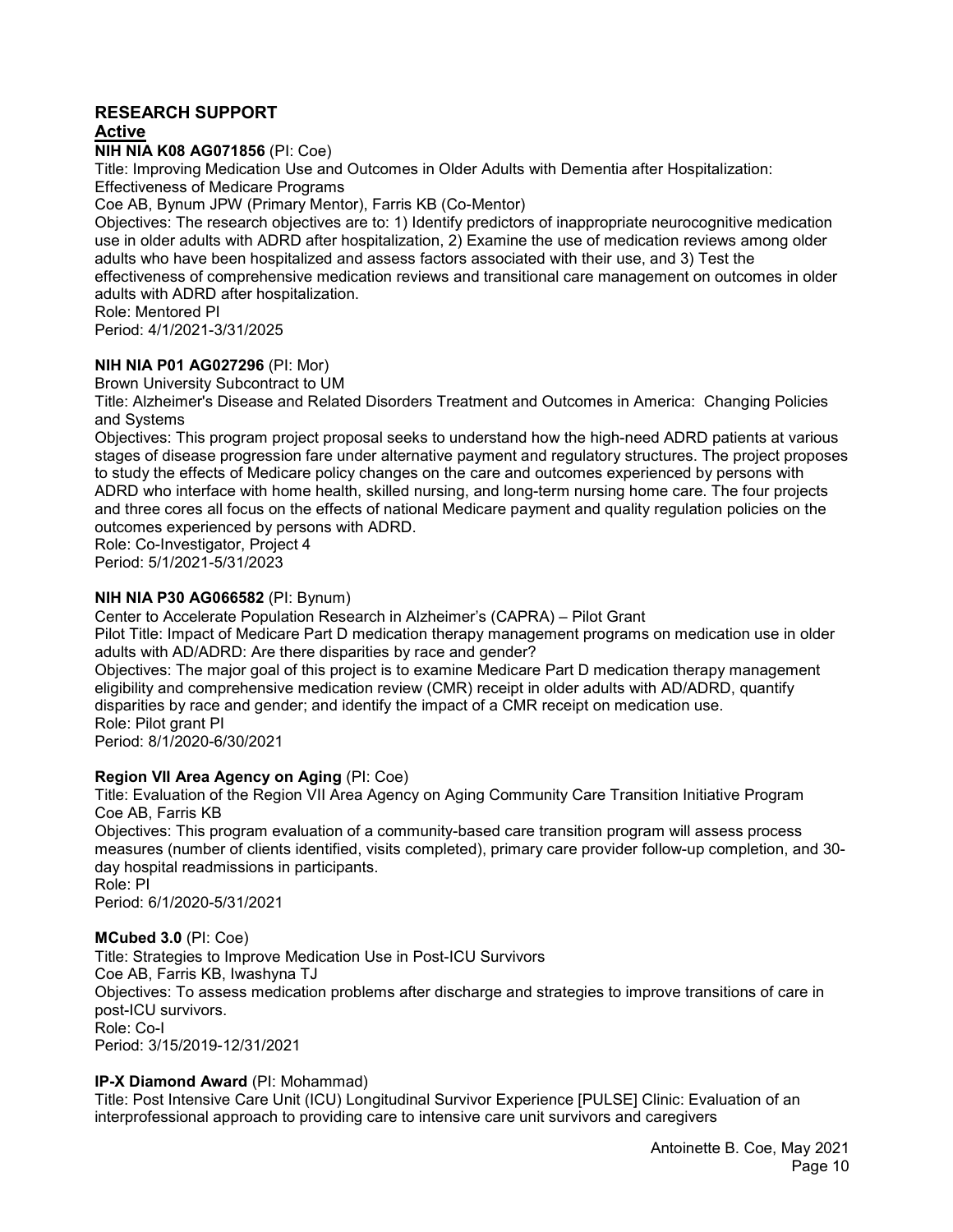## RESEARCH SUPPORT

### Active

**NIH NIA K08 AG071856** (PI: Coe)
Title: Improving Medication Use and Outcomes in Older Adults with Dementia after Hospitalization: Effectiveness of Medicare Programs
Coe AB, Bynum JPW (Primary Mentor), Farris KB (Co-Mentor)
Objectives: The research objectives are to: 1) Identify predictors of inappropriate neurocognitive medication use in older adults with ADRD after hospitalization, 2) Examine the use of medication reviews among older adults who have been hospitalized and assess factors associated with their use, and 3) Test the effectiveness of comprehensive medication reviews and transitional care management on outcomes in older adults with ADRD after hospitalization.
Role: Mentored PI
Period: 4/1/2021-3/31/2025

**NIH NIA P01 AG027296** (PI: Mor)
Brown University Subcontract to UM
Title: Alzheimer's Disease and Related Disorders Treatment and Outcomes in America: Changing Policies and Systems
Objectives: This program project proposal seeks to understand how the high-need ADRD patients at various stages of disease progression fare under alternative payment and regulatory structures. The project proposes to study the effects of Medicare policy changes on the care and outcomes experienced by persons with ADRD who interface with home health, skilled nursing, and long-term nursing home care. The four projects and three cores all focus on the effects of national Medicare payment and quality regulation policies on the outcomes experienced by persons with ADRD.
Role: Co-Investigator, Project 4
Period: 5/1/2021-5/31/2023

**NIH NIA P30 AG066582** (PI: Bynum)
Center to Accelerate Population Research in Alzheimer's (CAPRA) – Pilot Grant
Pilot Title: Impact of Medicare Part D medication therapy management programs on medication use in older adults with AD/ADRD: Are there disparities by race and gender?
Objectives: The major goal of this project is to examine Medicare Part D medication therapy management eligibility and comprehensive medication review (CMR) receipt in older adults with AD/ADRD, quantify disparities by race and gender; and identify the impact of a CMR receipt on medication use.
Role: Pilot grant PI
Period: 8/1/2020-6/30/2021

**Region VII Area Agency on Aging** (PI: Coe)
Title: Evaluation of the Region VII Area Agency on Aging Community Care Transition Initiative Program
Coe AB, Farris KB
Objectives: This program evaluation of a community-based care transition program will assess process measures (number of clients identified, visits completed), primary care provider follow-up completion, and 30-day hospital readmissions in participants.
Role: PI
Period: 6/1/2020-5/31/2021

**MCubed 3.0** (PI: Coe)
Title: Strategies to Improve Medication Use in Post-ICU Survivors
Coe AB, Farris KB, Iwashyna TJ
Objectives: To assess medication problems after discharge and strategies to improve transitions of care in post-ICU survivors.
Role: Co-I
Period: 3/15/2019-12/31/2021

**IP-X Diamond Award** (PI: Mohammad)
Title: Post Intensive Care Unit (ICU) Longitudinal Survivor Experience [PULSE] Clinic: Evaluation of an interprofessional approach to providing care to intensive care unit survivors and caregivers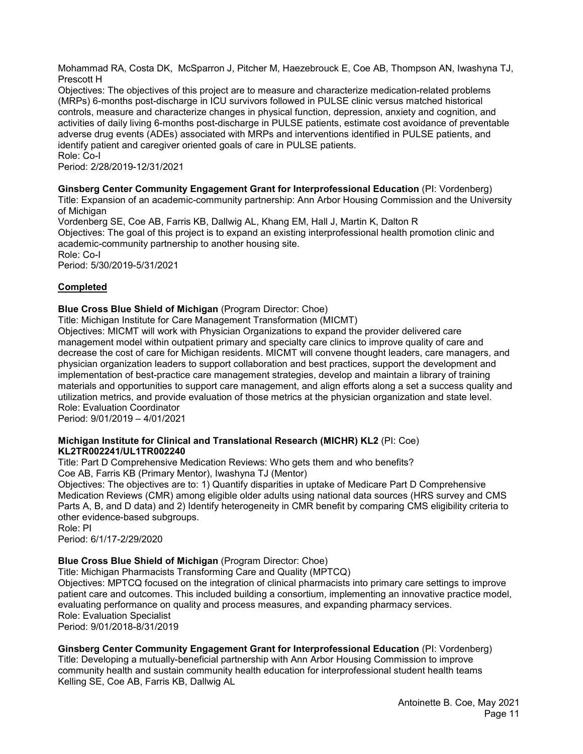Mohammad RA, Costa DK, McSparron J, Pitcher M, Haezebrouck E, Coe AB, Thompson AN, Iwashyna TJ, Prescott H
Objectives: The objectives of this project are to measure and characterize medication-related problems (MRPs) 6-months post-discharge in ICU survivors followed in PULSE clinic versus matched historical controls, measure and characterize changes in physical function, depression, anxiety and cognition, and activities of daily living 6-months post-discharge in PULSE patients, estimate cost avoidance of preventable adverse drug events (ADEs) associated with MRPs and interventions identified in PULSE patients, and identify patient and caregiver oriented goals of care in PULSE patients.
Role: Co-I
Period: 2/28/2019-12/31/2021

**Ginsberg Center Community Engagement Grant for Interprofessional Education** (PI: Vordenberg)
Title: Expansion of an academic-community partnership: Ann Arbor Housing Commission and the University of Michigan
Vordenberg SE, Coe AB, Farris KB, Dallwig AL, Khang EM, Hall J, Martin K, Dalton R
Objectives: The goal of this project is to expand an existing interprofessional health promotion clinic and academic-community partnership to another housing site.
Role: Co-I
Period: 5/30/2019-5/31/2021

**Completed**

**Blue Cross Blue Shield of Michigan** (Program Director: Choe)
Title: Michigan Institute for Care Management Transformation (MICMT)
Objectives: MICMT will work with Physician Organizations to expand the provider delivered care management model within outpatient primary and specialty care clinics to improve quality of care and decrease the cost of care for Michigan residents. MICMT will convene thought leaders, care managers, and physician organization leaders to support collaboration and best practices, support the development and implementation of best-practice care management strategies, develop and maintain a library of training materials and opportunities to support care management, and align efforts along a set a success quality and utilization metrics, and provide evaluation of those metrics at the physician organization and state level.
Role: Evaluation Coordinator
Period: 9/01/2019 – 4/01/2021

**Michigan Institute for Clinical and Translational Research (MICHR) KL2** (PI: Coe)
**KL2TR002241/UL1TR002240**
Title: Part D Comprehensive Medication Reviews: Who gets them and who benefits?
Coe AB, Farris KB (Primary Mentor), Iwashyna TJ (Mentor)
Objectives: The objectives are to: 1) Quantify disparities in uptake of Medicare Part D Comprehensive Medication Reviews (CMR) among eligible older adults using national data sources (HRS survey and CMS Parts A, B, and D data) and 2) Identify heterogeneity in CMR benefit by comparing CMS eligibility criteria to other evidence-based subgroups.
Role: PI
Period: 6/1/17-2/29/2020

**Blue Cross Blue Shield of Michigan** (Program Director: Choe)
Title: Michigan Pharmacists Transforming Care and Quality (MPTCQ)
Objectives: MPTCQ focused on the integration of clinical pharmacists into primary care settings to improve patient care and outcomes. This included building a consortium, implementing an innovative practice model, evaluating performance on quality and process measures, and expanding pharmacy services.
Role: Evaluation Specialist
Period: 9/01/2018-8/31/2019

**Ginsberg Center Community Engagement Grant for Interprofessional Education** (PI: Vordenberg)
Title: Developing a mutually-beneficial partnership with Ann Arbor Housing Commission to improve community health and sustain community health education for interprofessional student health teams
Kelling SE, Coe AB, Farris KB, Dallwig AL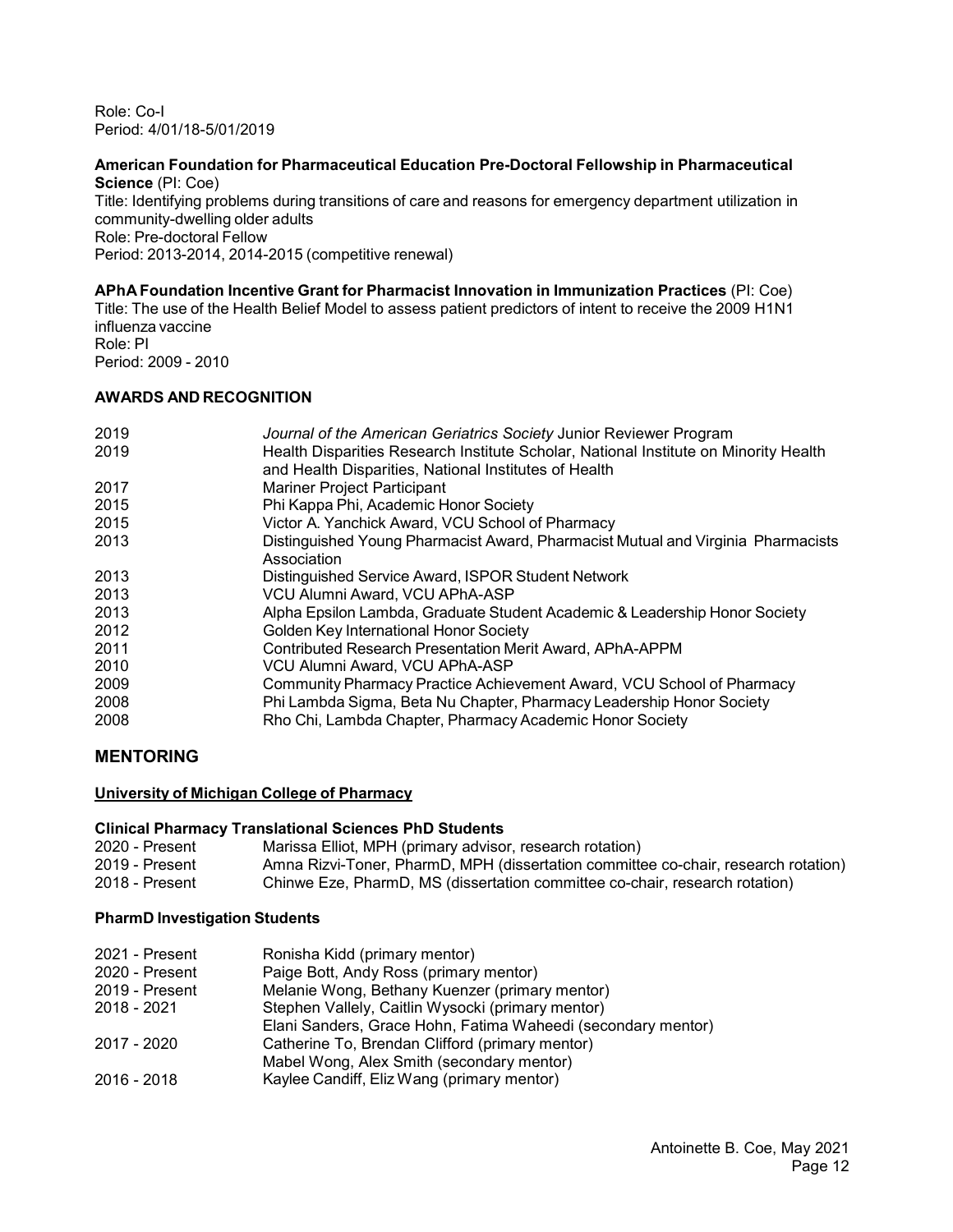Role: Co-I
Period: 4/01/18-5/01/2019

**American Foundation for Pharmaceutical Education Pre-Doctoral Fellowship in Pharmaceutical Science** (PI: Coe)
Title: Identifying problems during transitions of care and reasons for emergency department utilization in community-dwelling older adults
Role: Pre-doctoral Fellow
Period: 2013-2014, 2014-2015 (competitive renewal)

**APhA Foundation Incentive Grant for Pharmacist Innovation in Immunization Practices** (PI: Coe)
Title: The use of the Health Belief Model to assess patient predictors of intent to receive the 2009 H1N1 influenza vaccine
Role: PI
Period: 2009 - 2010

### AWARDS AND RECOGNITION

| | |
|---|---|
| 2019 | *Journal of the American Geriatrics Society* Junior Reviewer Program |
| 2019 | Health Disparities Research Institute Scholar, National Institute on Minority Health and Health Disparities, National Institutes of Health |
| 2017 | Mariner Project Participant |
| 2015 | Phi Kappa Phi, Academic Honor Society |
| 2015 | Victor A. Yanchick Award, VCU School of Pharmacy |
| 2013 | Distinguished Young Pharmacist Award, Pharmacist Mutual and Virginia Pharmacists Association |
| 2013 | Distinguished Service Award, ISPOR Student Network |
| 2013 | VCU Alumni Award, VCU APhA-ASP |
| 2013 | Alpha Epsilon Lambda, Graduate Student Academic & Leadership Honor Society |
| 2012 | Golden Key International Honor Society |
| 2011 | Contributed Research Presentation Merit Award, APhA-APPM |
| 2010 | VCU Alumni Award, VCU APhA-ASP |
| 2009 | Community Pharmacy Practice Achievement Award, VCU School of Pharmacy |
| 2008 | Phi Lambda Sigma, Beta Nu Chapter, Pharmacy Leadership Honor Society |
| 2008 | Rho Chi, Lambda Chapter, Pharmacy Academic Honor Society |

## MENTORING

**University of Michigan College of Pharmacy**

#### Clinical Pharmacy Translational Sciences PhD Students

| | |
|---|---|
| 2020 - Present | Marissa Elliot, MPH (primary advisor, research rotation) |
| 2019 - Present | Amna Rizvi-Toner, PharmD, MPH (dissertation committee co-chair, research rotation) |
| 2018 - Present | Chinwe Eze, PharmD, MS (dissertation committee co-chair, research rotation) |

#### PharmD Investigation Students

| | |
|---|---|
| 2021 - Present | Ronisha Kidd (primary mentor) |
| 2020 - Present | Paige Bott, Andy Ross (primary mentor) |
| 2019 - Present | Melanie Wong, Bethany Kuenzer (primary mentor) |
| 2018 - 2021 | Stephen Vallely, Caitlin Wysocki (primary mentor)<br>Elani Sanders, Grace Hohn, Fatima Waheedi (secondary mentor) |
| 2017 - 2020 | Catherine To, Brendan Clifford (primary mentor)<br>Mabel Wong, Alex Smith (secondary mentor) |
| 2016 - 2018 | Kaylee Candiff, Eliz Wang (primary mentor) |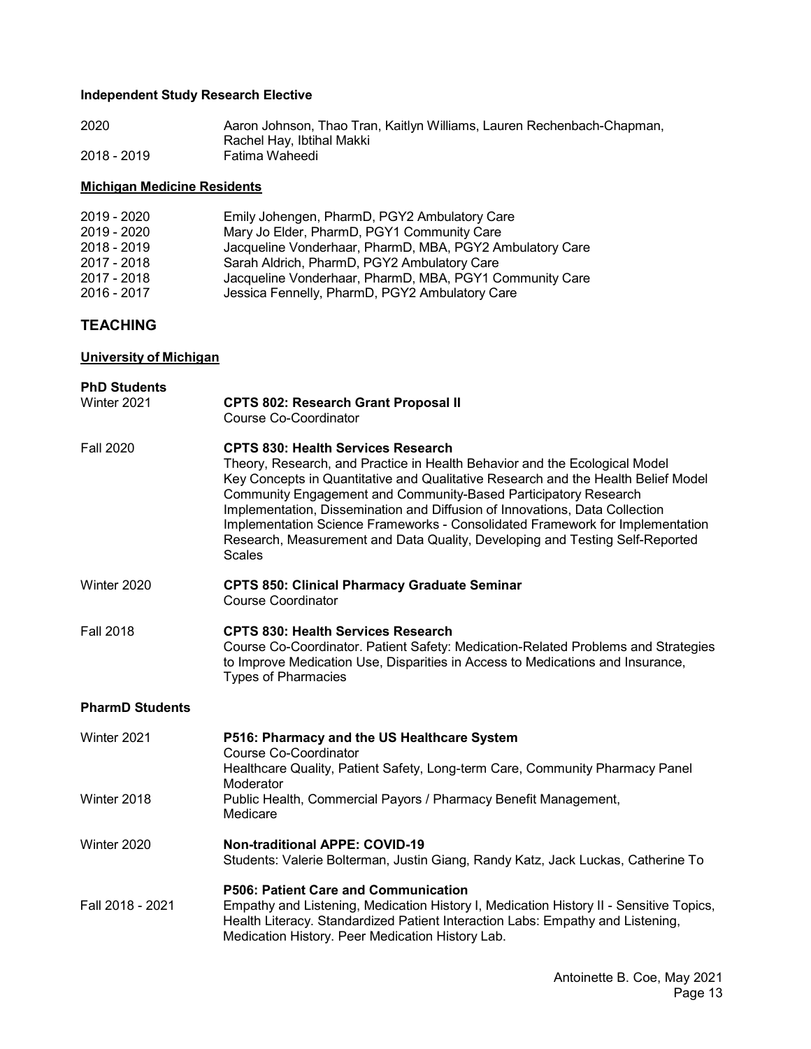**Independent Study Research Elective**

2020 Aaron Johnson, Thao Tran, Kaitlyn Williams, Lauren Rechenbach-Chapman, Rachel Hay, Ibtihal Makki

2018 - 2019 Fatima Waheedi

**Michigan Medicine Residents**

2019 - 2020 Emily Johengen, PharmD, PGY2 Ambulatory Care
2019 - 2020 Mary Jo Elder, PharmD, PGY1 Community Care
2018 - 2019 Jacqueline Vonderhaar, PharmD, MBA, PGY2 Ambulatory Care
2017 - 2018 Sarah Aldrich, PharmD, PGY2 Ambulatory Care
2017 - 2018 Jacqueline Vonderhaar, PharmD, MBA, PGY1 Community Care
2016 - 2017 Jessica Fennelly, PharmD, PGY2 Ambulatory Care

## TEACHING

**University of Michigan**

**PhD Students**

Winter 2021 **CPTS 802: Research Grant Proposal II**
Course Co-Coordinator

Fall 2020 **CPTS 830: Health Services Research**
Theory, Research, and Practice in Health Behavior and the Ecological Model
Key Concepts in Quantitative and Qualitative Research and the Health Belief Model
Community Engagement and Community-Based Participatory Research
Implementation, Dissemination and Diffusion of Innovations, Data Collection
Implementation Science Frameworks - Consolidated Framework for Implementation Research, Measurement and Data Quality, Developing and Testing Self-Reported Scales

Winter 2020 **CPTS 850: Clinical Pharmacy Graduate Seminar**
Course Coordinator

Fall 2018 **CPTS 830: Health Services Research**
Course Co-Coordinator. Patient Safety: Medication-Related Problems and Strategies to Improve Medication Use, Disparities in Access to Medications and Insurance, Types of Pharmacies

**PharmD Students**

Winter 2021 **P516: Pharmacy and the US Healthcare System**
Course Co-Coordinator
Healthcare Quality, Patient Safety, Long-term Care, Community Pharmacy Panel Moderator

Winter 2018 Public Health, Commercial Payors / Pharmacy Benefit Management, Medicare

Winter 2020 **Non-traditional APPE: COVID-19**
Students: Valerie Bolterman, Justin Giang, Randy Katz, Jack Luckas, Catherine To

**P506: Patient Care and Communication**

Fall 2018 - 2021 Empathy and Listening, Medication History I, Medication History II - Sensitive Topics, Health Literacy. Standardized Patient Interaction Labs: Empathy and Listening, Medication History. Peer Medication History Lab.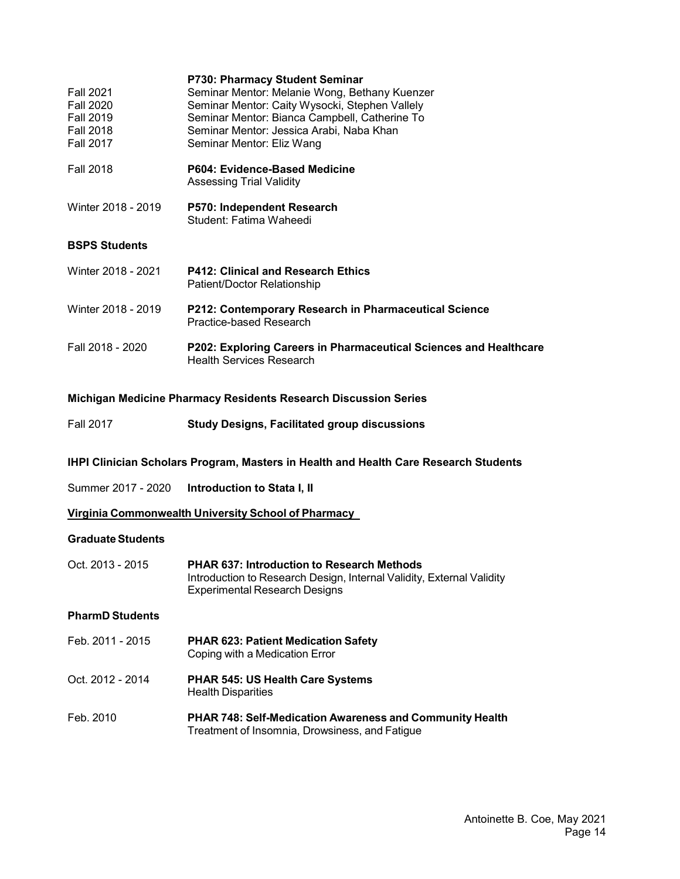**P730: Pharmacy Student Seminar**

Fall 2021 Seminar Mentor: Melanie Wong, Bethany Kuenzer
Fall 2020 Seminar Mentor: Caity Wysocki, Stephen Vallely
Fall 2019 Seminar Mentor: Bianca Campbell, Catherine To
Fall 2018 Seminar Mentor: Jessica Arabi, Naba Khan
Fall 2017 Seminar Mentor: Eliz Wang

Fall 2018 **P604: Evidence-Based Medicine**
Assessing Trial Validity

Winter 2018 - 2019 **P570: Independent Research**
Student: Fatima Waheedi

**BSPS Students**

Winter 2018 - 2021 **P412: Clinical and Research Ethics**
Patient/Doctor Relationship

Winter 2018 - 2019 **P212: Contemporary Research in Pharmaceutical Science**
Practice-based Research

Fall 2018 - 2020 **P202: Exploring Careers in Pharmaceutical Sciences and Healthcare**
Health Services Research

**Michigan Medicine Pharmacy Residents Research Discussion Series**

Fall 2017 **Study Designs, Facilitated group discussions**

**IHPI Clinician Scholars Program, Masters in Health and Health Care Research Students**

Summer 2017 - 2020 **Introduction to Stata I, II**

**Virginia Commonwealth University School of Pharmacy**

**Graduate Students**

Oct. 2013 - 2015 **PHAR 637: Introduction to Research Methods**
Introduction to Research Design, Internal Validity, External Validity
Experimental Research Designs

**PharmD Students**

Feb. 2011 - 2015 **PHAR 623: Patient Medication Safety**
Coping with a Medication Error

Oct. 2012 - 2014 **PHAR 545: US Health Care Systems**
Health Disparities

Feb. 2010 **PHAR 748: Self-Medication Awareness and Community Health**
Treatment of Insomnia, Drowsiness, and Fatigue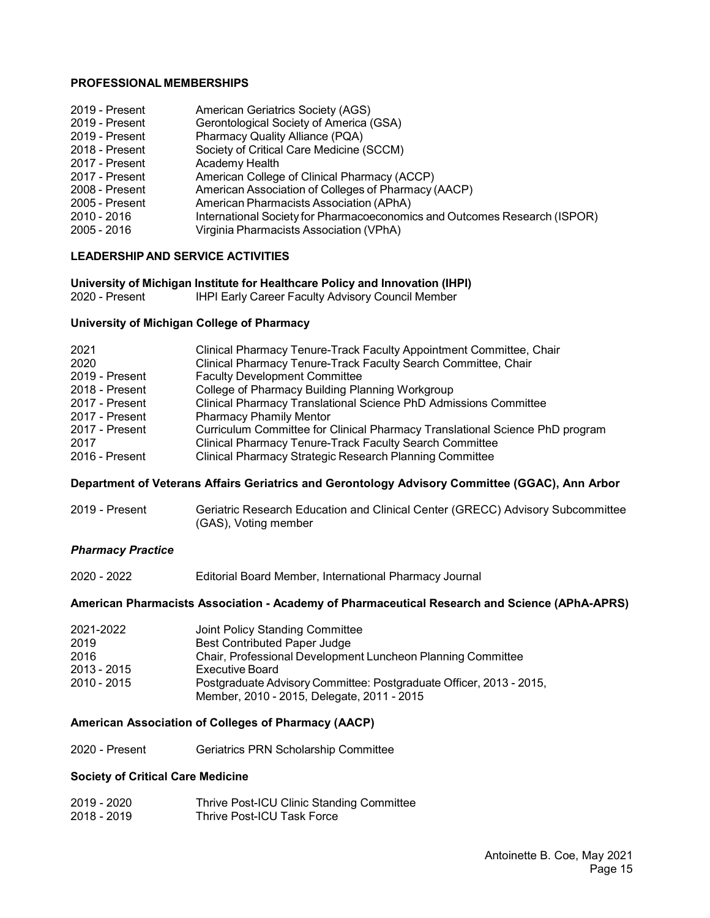## PROFESSIONAL MEMBERSHIPS

| | |
|---|---|
| 2019 - Present | American Geriatrics Society (AGS) |
| 2019 - Present | Gerontological Society of America (GSA) |
| 2019 - Present | Pharmacy Quality Alliance (PQA) |
| 2018 - Present | Society of Critical Care Medicine (SCCM) |
| 2017 - Present | Academy Health |
| 2017 - Present | American College of Clinical Pharmacy (ACCP) |
| 2008 - Present | American Association of Colleges of Pharmacy (AACP) |
| 2005 - Present | American Pharmacists Association (APhA) |
| 2010 - 2016 | International Society for Pharmacoeconomics and Outcomes Research (ISPOR) |
| 2005 - 2016 | Virginia Pharmacists Association (VPhA) |

## LEADERSHIP AND SERVICE ACTIVITIES

### University of Michigan Institute for Healthcare Policy and Innovation (IHPI)

| | |
|---|---|
| 2020 - Present | IHPI Early Career Faculty Advisory Council Member |

### University of Michigan College of Pharmacy

| | |
|---|---|
| 2021 | Clinical Pharmacy Tenure-Track Faculty Appointment Committee, Chair |
| 2020 | Clinical Pharmacy Tenure-Track Faculty Search Committee, Chair |
| 2019 - Present | Faculty Development Committee |
| 2018 - Present | College of Pharmacy Building Planning Workgroup |
| 2017 - Present | Clinical Pharmacy Translational Science PhD Admissions Committee |
| 2017 - Present | Pharmacy Phamily Mentor |
| 2017 - Present | Curriculum Committee for Clinical Pharmacy Translational Science PhD program |
| 2017 | Clinical Pharmacy Tenure-Track Faculty Search Committee |
| 2016 - Present | Clinical Pharmacy Strategic Research Planning Committee |

### Department of Veterans Affairs Geriatrics and Gerontology Advisory Committee (GGAC), Ann Arbor

| | |
|---|---|
| 2019 - Present | Geriatric Research Education and Clinical Center (GRECC) Advisory Subcommittee (GAS), Voting member |

### *Pharmacy Practice*

| | |
|---|---|
| 2020 - 2022 | Editorial Board Member, International Pharmacy Journal |

### American Pharmacists Association - Academy of Pharmaceutical Research and Science (APhA-APRS)

| | |
|---|---|
| 2021-2022 | Joint Policy Standing Committee |
| 2019 | Best Contributed Paper Judge |
| 2016 | Chair, Professional Development Luncheon Planning Committee |
| 2013 - 2015 | Executive Board |
| 2010 - 2015 | Postgraduate Advisory Committee: Postgraduate Officer, 2013 - 2015, Member, 2010 - 2015, Delegate, 2011 - 2015 |

### American Association of Colleges of Pharmacy (AACP)

| | |
|---|---|
| 2020 - Present | Geriatrics PRN Scholarship Committee |

### Society of Critical Care Medicine

| | |
|---|---|
| 2019 - 2020 | Thrive Post-ICU Clinic Standing Committee |
| 2018 - 2019 | Thrive Post-ICU Task Force |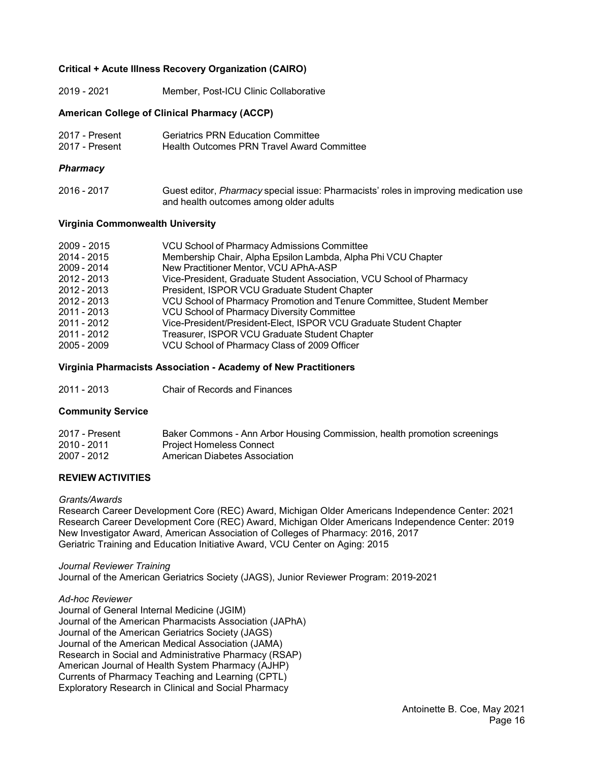**Critical + Acute Illness Recovery Organization (CAIRO)**

2019 - 2021 Member, Post-ICU Clinic Collaborative

**American College of Clinical Pharmacy (ACCP)**

2017 - Present Geriatrics PRN Education Committee
2017 - Present Health Outcomes PRN Travel Award Committee

***Pharmacy***

2016 - 2017 Guest editor, *Pharmacy* special issue: Pharmacists' roles in improving medication use and health outcomes among older adults

**Virginia Commonwealth University**

2009 - 2015 VCU School of Pharmacy Admissions Committee
2014 - 2015 Membership Chair, Alpha Epsilon Lambda, Alpha Phi VCU Chapter
2009 - 2014 New Practitioner Mentor, VCU APhA-ASP
2012 - 2013 Vice-President, Graduate Student Association, VCU School of Pharmacy
2012 - 2013 President, ISPOR VCU Graduate Student Chapter
2012 - 2013 VCU School of Pharmacy Promotion and Tenure Committee, Student Member
2011 - 2013 VCU School of Pharmacy Diversity Committee
2011 - 2012 Vice-President/President-Elect, ISPOR VCU Graduate Student Chapter
2011 - 2012 Treasurer, ISPOR VCU Graduate Student Chapter
2005 - 2009 VCU School of Pharmacy Class of 2009 Officer

**Virginia Pharmacists Association - Academy of New Practitioners**

2011 - 2013 Chair of Records and Finances

**Community Service**

2017 - Present Baker Commons - Ann Arbor Housing Commission, health promotion screenings
2010 - 2011 Project Homeless Connect
2007 - 2012 American Diabetes Association

**REVIEW ACTIVITIES**

*Grants/Awards*
Research Career Development Core (REC) Award, Michigan Older Americans Independence Center: 2021
Research Career Development Core (REC) Award, Michigan Older Americans Independence Center: 2019
New Investigator Award, American Association of Colleges of Pharmacy: 2016, 2017
Geriatric Training and Education Initiative Award, VCU Center on Aging: 2015

*Journal Reviewer Training*
Journal of the American Geriatrics Society (JAGS), Junior Reviewer Program: 2019-2021

*Ad-hoc Reviewer*
Journal of General Internal Medicine (JGIM)
Journal of the American Pharmacists Association (JAPhA)
Journal of the American Geriatrics Society (JAGS)
Journal of the American Medical Association (JAMA)
Research in Social and Administrative Pharmacy (RSAP)
American Journal of Health System Pharmacy (AJHP)
Currents of Pharmacy Teaching and Learning (CPTL)
Exploratory Research in Clinical and Social Pharmacy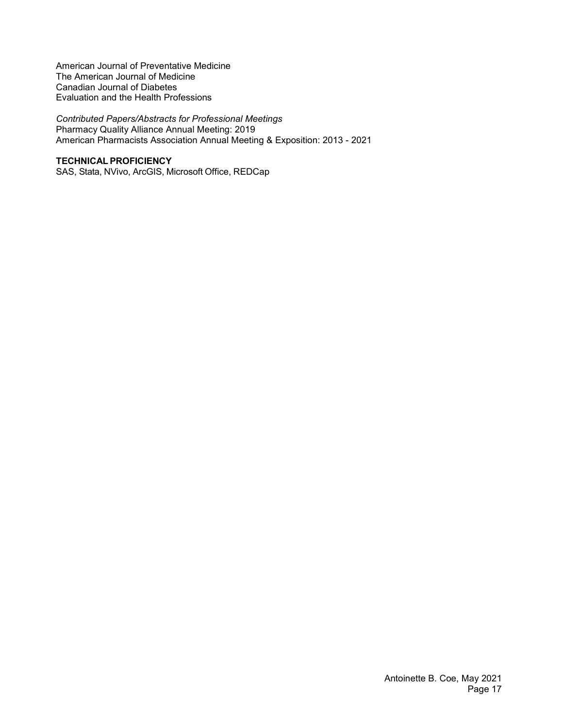American Journal of Preventative Medicine
The American Journal of Medicine
Canadian Journal of Diabetes
Evaluation and the Health Professions

*Contributed Papers/Abstracts for Professional Meetings*
Pharmacy Quality Alliance Annual Meeting: 2019
American Pharmacists Association Annual Meeting & Exposition: 2013 - 2021

**TECHNICAL PROFICIENCY**
SAS, Stata, NVivo, ArcGIS, Microsoft Office, REDCap